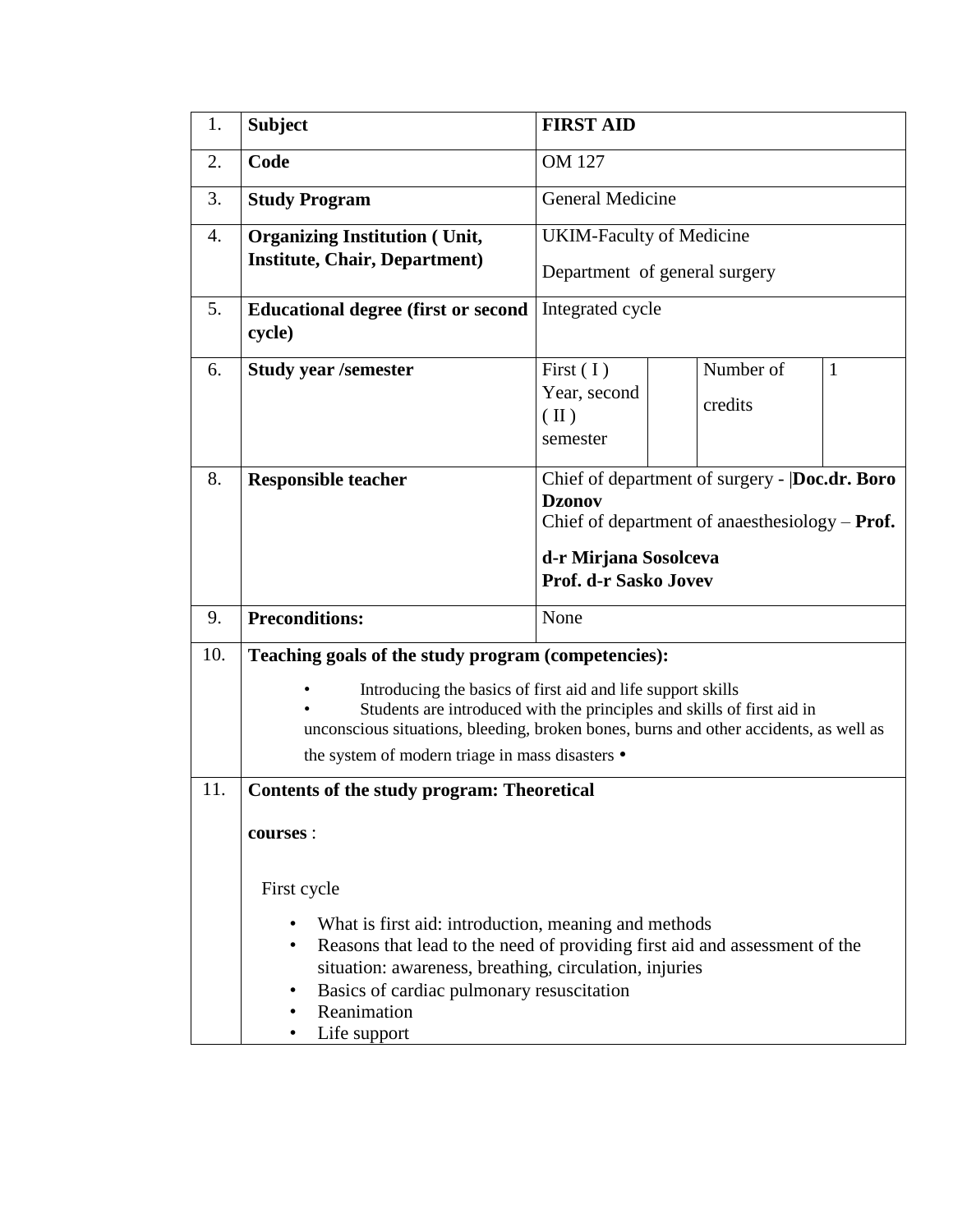| 1. | **Subject** | **FIRST AID** | | | |
|---|---|---|---|---|---|
| 2. | **Code** | OM 127 | | | |
| 3. | **Study Program** | General Medicine | | | |
| 4. | **Organizing Institution ( Unit, Institute, Chair, Department)** | UKIM-Faculty of Medicine<br>Department of general surgery | | | |
| 5. | **Educational degree (first or second cycle)** | Integrated cycle | | | |
| 6. | **Study year /semester** | First ( I ) Year, second ( II ) semester | | Number of credits | 1 |
| 8. | **Responsible teacher** | Chief of department of surgery - **Doc.dr. Boro Dzonov**<br>Chief of department of anaesthesiology – **Prof. d-r Mirjana Sosolceva**<br>**Prof. d-r Sasko Jovev** | | | |
| 9. | **Preconditions:** | None | | | |
| 10. | **Teaching goals of the study program (competencies):**<br>• Introducing the basics of first aid and life support skills<br>• Students are introduced with the principles and skills of first aid in unconscious situations, bleeding, broken bones, burns and other accidents, as well as the system of modern triage in mass disasters • | | | | |
| 11. | **Contents of the study program: Theoretical courses** :<br><br>First cycle<br>• What is first aid: introduction, meaning and methods<br>• Reasons that lead to the need of providing first aid and assessment of the situation: awareness, breathing, circulation, injuries<br>• Basics of cardiac pulmonary resuscitation<br>• Reanimation<br>• Life support | | | | |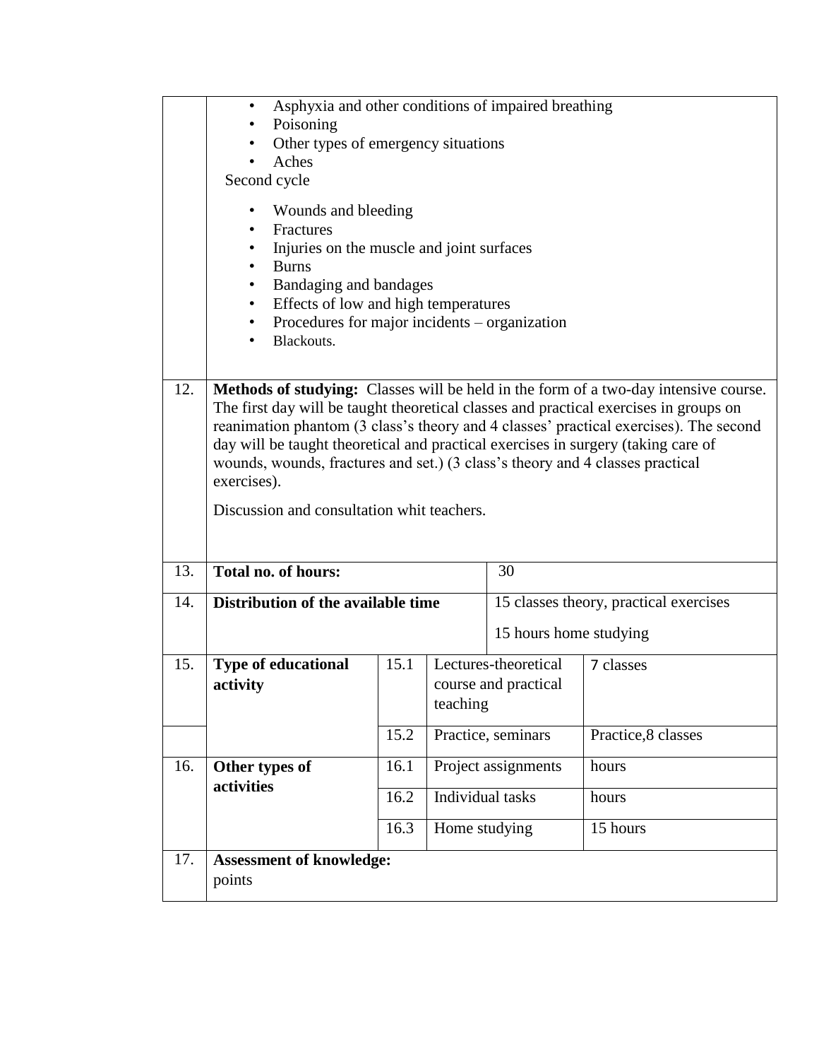| | | | | |
|---|---|---|---|---|
| | • Asphyxia and other conditions of impaired breathing<br>• Poisoning<br>• Other types of emergency situations<br>• Aches<br>Second cycle<br>• Wounds and bleeding<br>• Fractures<br>• Injuries on the muscle and joint surfaces<br>• Burns<br>• Bandaging and bandages<br>• Effects of low and high temperatures<br>• Procedures for major incidents – organization<br>• Blackouts. | | | |
| 12. | **Methods of studying:** Classes will be held in the form of a two-day intensive course. The first day will be taught theoretical classes and practical exercises in groups on reanimation phantom (3 class's theory and 4 classes' practical exercises). The second day will be taught theoretical and practical exercises in surgery (taking care of wounds, wounds, fractures and set.) (3 class's theory and 4 classes practical exercises).<br><br>Discussion and consultation whit teachers. | | | |
| 13. | **Total no. of hours:** | | 30 | |
| 14. | **Distribution of the available time** | | 15 classes theory, practical exercises<br><br>15 hours home studying | |
| 15. | **Type of educational activity** | 15.1 | Lectures-theoretical course and practical teaching | 7 classes |
| | | 15.2 | Practice, seminars | Practice,8 classes |
| 16. | **Other types of activities** | 16.1 | Project assignments | hours |
| | | 16.2 | Individual tasks | hours |
| | | 16.3 | Home studying | 15 hours |
| 17. | **Assessment of knowledge:**<br>points | | | |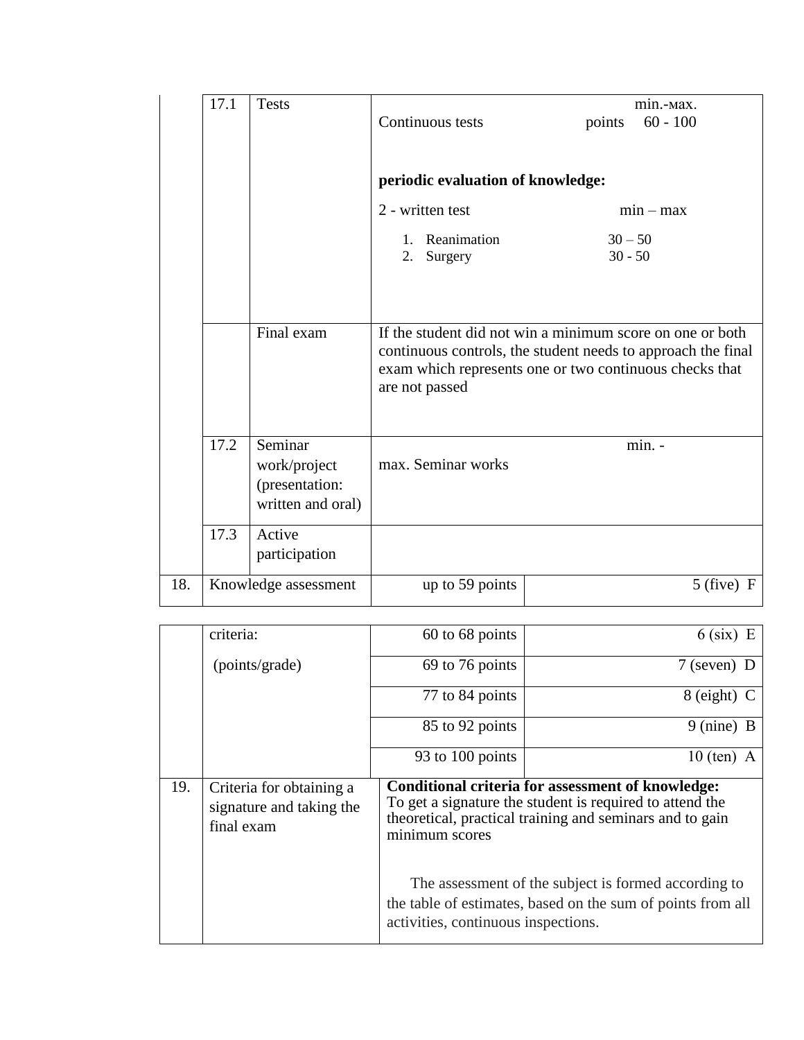| | | | | |
|---|---|---|---|---|
| | 17.1 | Tests | Continuous tests points min.-мах. 60 - 100<br><br>**periodic evaluation of knowledge:**<br>2 - written test min – max<br>1. Reanimation 30 – 50<br>2. Surgery 30 - 50 | |
| | | Final exam | If the student did not win a minimum score on one or both continuous controls, the student needs to approach the final exam which represents one or two continuous checks that are not passed | |
| | 17.2 | Seminar work/project (presentation: written and oral) | min. - max. Seminar works | |
| | 17.3 | Active participation | | |
| 18. | Knowledge assessment criteria: (points/grade) | | up to 59 points | 5 (five) F |
| | | | 60 to 68 points | 6 (six) E |
| | | | 69 to 76 points | 7 (seven) D |
| | | | 77 to 84 points | 8 (eight) C |
| | | | 85 to 92 points | 9 (nine) B |
| | | | 93 to 100 points | 10 (ten) A |
| 19. | Criteria for obtaining a signature and taking the final exam | | **Conditional criteria for assessment of knowledge:**<br>To get a signature the student is required to attend the theoretical, practical training and seminars and to gain minimum scores<br><br>The assessment of the subject is formed according to the table of estimates, based on the sum of points from all activities, continuous inspections. | |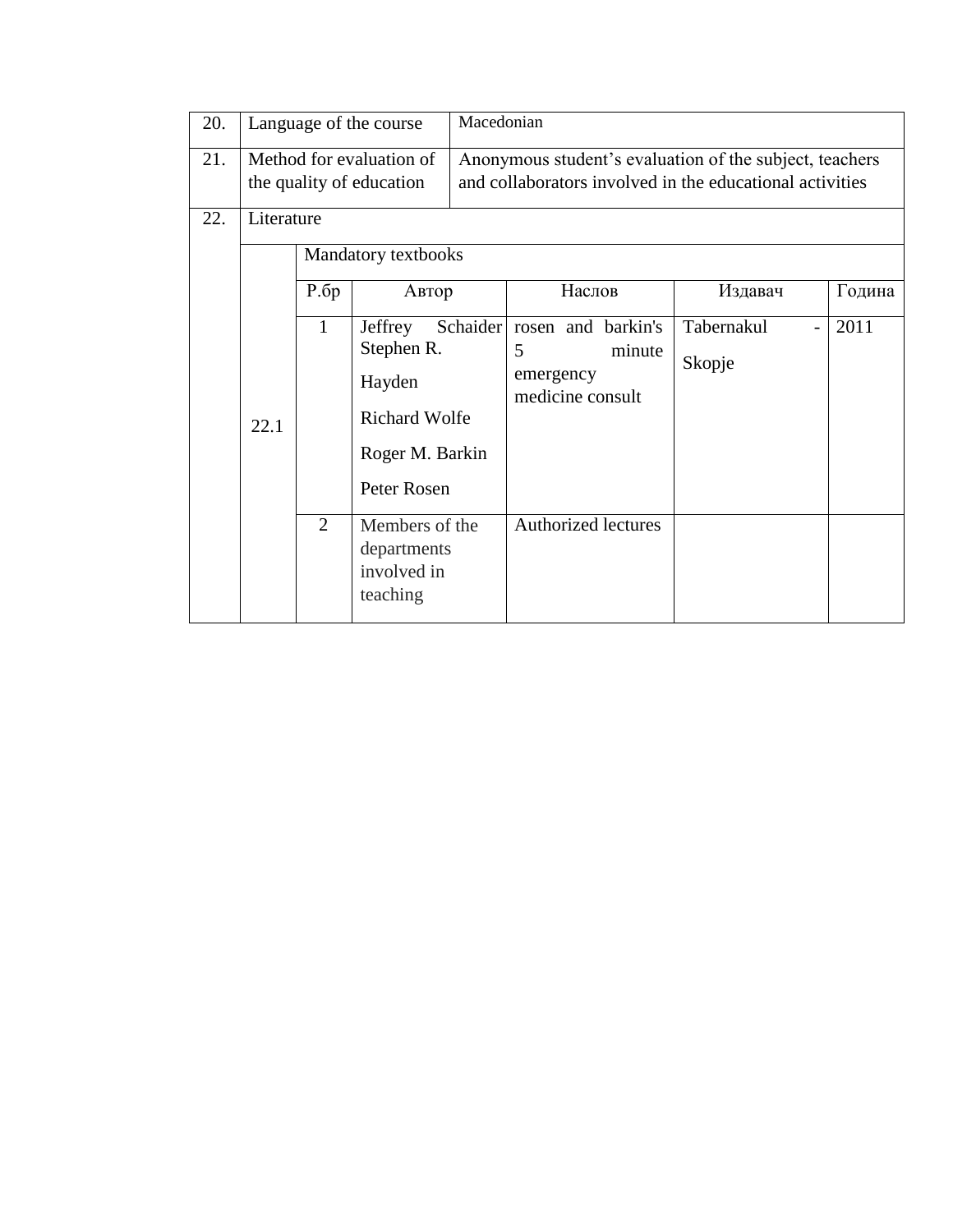| | | | | | | |
|---|---|---|---|---|---|---|
| 20. | Language of the course | | Macedonian | | | |
| 21. | Method for evaluation of the quality of education | | Anonymous student's evaluation of the subject, teachers and collaborators involved in the educational activities | | | |
| 22. | Literature | | | | | |
| | 22.1 | Mandatory textbooks | | | | |
| | | Р.бр | Автор | Наслов | Издавач | Година |
| | | 1 | Jeffrey Schaider Stephen R. Hayden Richard Wolfe Roger M. Barkin Peter Rosen | rosen and barkin's 5 minute emergency medicine consult | Tabernakul - Skopje | 2011 |
| | | 2 | Members of the departments involved in teaching | Authorized lectures | | |